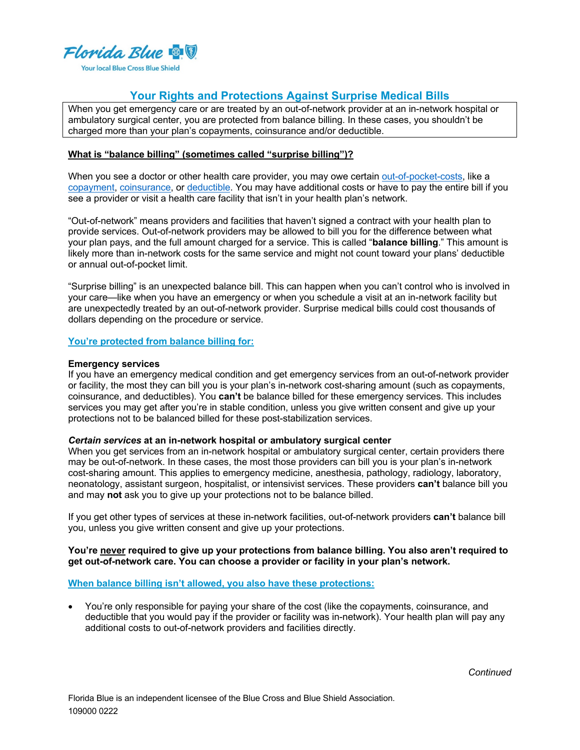Florida Blue
Your local Blue Cross Blue Shield

# Your Rights and Protections Against Surprise Medical Bills

When you get emergency care or are treated by an out-of-network provider at an in-network hospital or ambulatory surgical center, you are protected from balance billing. In these cases, you shouldn't be charged more than your plan's copayments, coinsurance and/or deductible.

## What is "balance billing" (sometimes called "surprise billing")?

When you see a doctor or other health care provider, you may owe certain out-of-pocket-costs, like a copayment, coinsurance, or deductible. You may have additional costs or have to pay the entire bill if you see a provider or visit a health care facility that isn't in your health plan's network.

"Out-of-network" means providers and facilities that haven't signed a contract with your health plan to provide services. Out-of-network providers may be allowed to bill you for the difference between what your plan pays, and the full amount charged for a service. This is called "**balance billing**." This amount is likely more than in-network costs for the same service and might not count toward your plans' deductible or annual out-of-pocket limit.

"Surprise billing" is an unexpected balance bill. This can happen when you can't control who is involved in your care—like when you have an emergency or when you schedule a visit at an in-network facility but are unexpectedly treated by an out-of-network provider. Surprise medical bills could cost thousands of dollars depending on the procedure or service.

## You're protected from balance billing for:

### Emergency services

If you have an emergency medical condition and get emergency services from an out-of-network provider or facility, the most they can bill you is your plan's in-network cost-sharing amount (such as copayments, coinsurance, and deductibles). You **can't** be balance billed for these emergency services. This includes services you may get after you're in stable condition, unless you give written consent and give up your protections not to be balanced billed for these post-stabilization services.

### *Certain services* at an in-network hospital or ambulatory surgical center

When you get services from an in-network hospital or ambulatory surgical center, certain providers there may be out-of-network. In these cases, the most those providers can bill you is your plan's in-network cost-sharing amount. This applies to emergency medicine, anesthesia, pathology, radiology, laboratory, neonatology, assistant surgeon, hospitalist, or intensivist services. These providers **can't** balance bill you and may **not** ask you to give up your protections not to be balance billed.

If you get other types of services at these in-network facilities, out-of-network providers **can't** balance bill you, unless you give written consent and give up your protections.

**You're never required to give up your protections from balance billing. You also aren't required to get out-of-network care. You can choose a provider or facility in your plan's network.**

## When balance billing isn't allowed, you also have these protections:

- You're only responsible for paying your share of the cost (like the copayments, coinsurance, and deductible that you would pay if the provider or facility was in-network). Your health plan will pay any additional costs to out-of-network providers and facilities directly.

*Continued*

Florida Blue is an independent licensee of the Blue Cross and Blue Shield Association.
109000 0222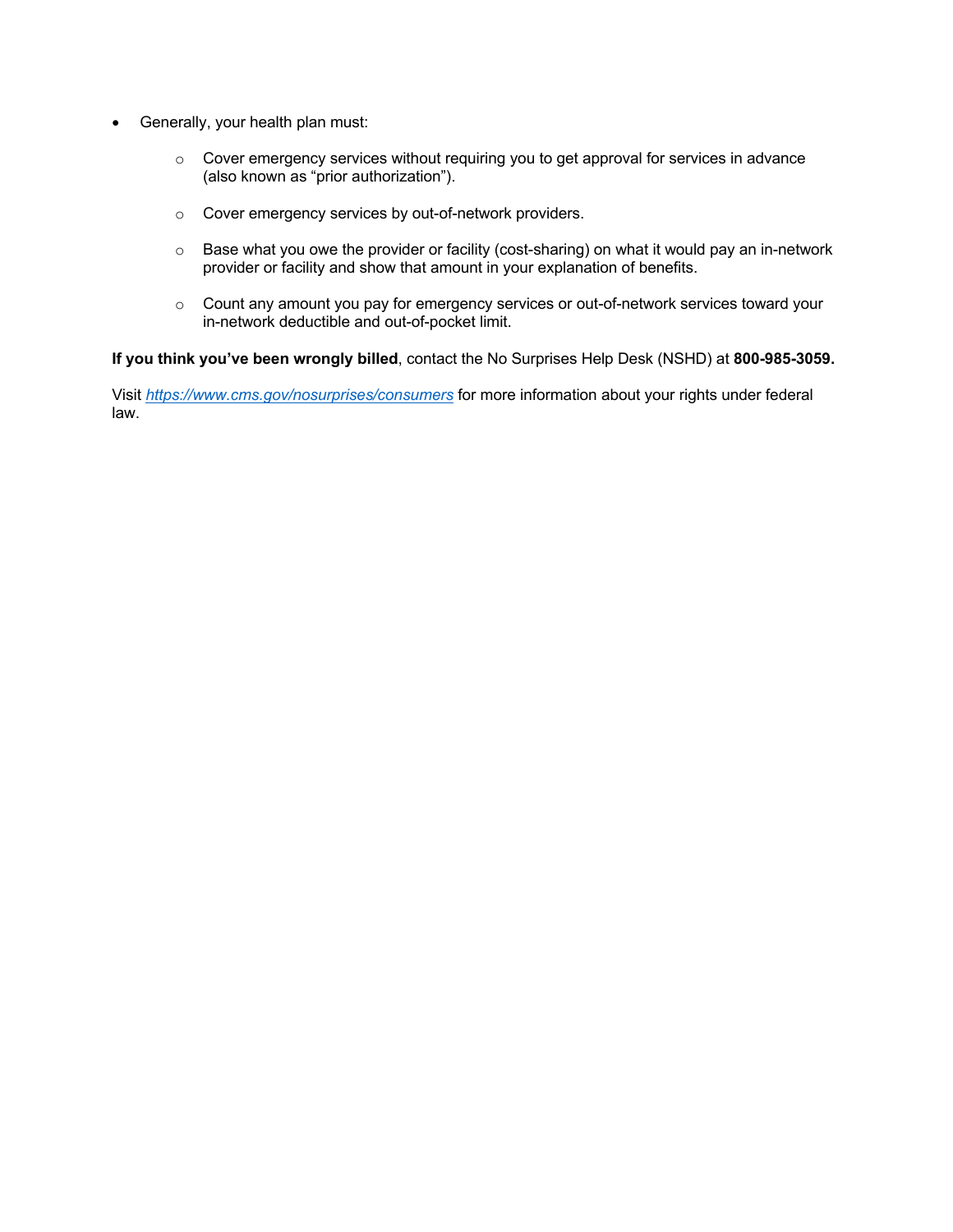- Generally, your health plan must:
  - Cover emergency services without requiring you to get approval for services in advance (also known as “prior authorization”).
  - Cover emergency services by out-of-network providers.
  - Base what you owe the provider or facility (cost-sharing) on what it would pay an in-network provider or facility and show that amount in your explanation of benefits.
  - Count any amount you pay for emergency services or out-of-network services toward your in-network deductible and out-of-pocket limit.

**If you think you’ve been wrongly billed**, contact the No Surprises Help Desk (NSHD) at **800-985-3059.**

Visit *https://www.cms.gov/nosurprises/consumers* for more information about your rights under federal law.